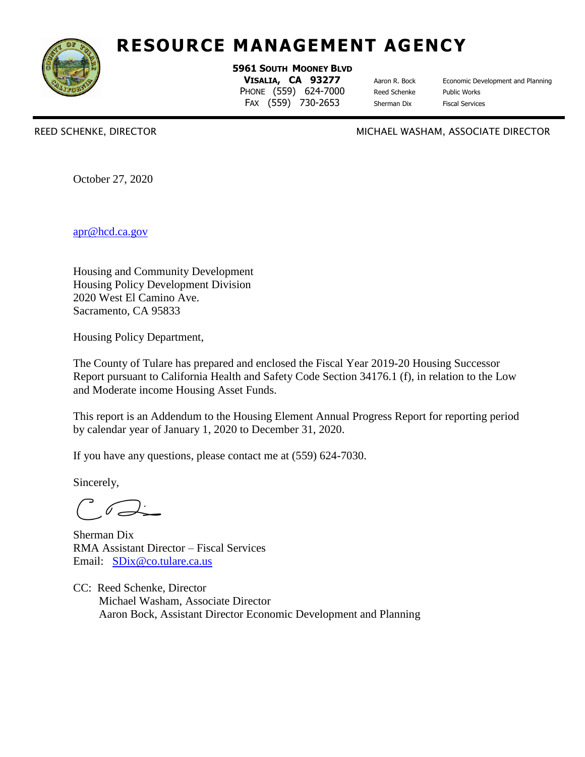# RESOURCE MANAGEMENT AGENCY

**5961 SOUTH MOONEY BLVD**
**VISALIA, CA 93277**
PHONE (559) 624-7000
FAX (559) 730-2653

| | |
|---|---|
| Aaron R. Bock | Economic Development and Planning |
| Reed Schenke | Public Works |
| Sherman Dix | Fiscal Services |

REED SCHENKE, DIRECTOR

MICHAEL WASHAM, ASSOCIATE DIRECTOR

October 27, 2020

apr@hcd.ca.gov

Housing and Community Development
Housing Policy Development Division
2020 West El Camino Ave.
Sacramento, CA 95833

Housing Policy Department,

The County of Tulare has prepared and enclosed the Fiscal Year 2019-20 Housing Successor Report pursuant to California Health and Safety Code Section 34176.1 (f), in relation to the Low and Moderate income Housing Asset Funds.

This report is an Addendum to the Housing Element Annual Progress Report for reporting period by calendar year of January 1, 2020 to December 31, 2020.

If you have any questions, please contact me at (559) 624-7030.

Sincerely,

Sherman Dix
RMA Assistant Director – Fiscal Services
Email: SDix@co.tulare.ca.us

CC: Reed Schenke, Director
Michael Washam, Associate Director
Aaron Bock, Assistant Director Economic Development and Planning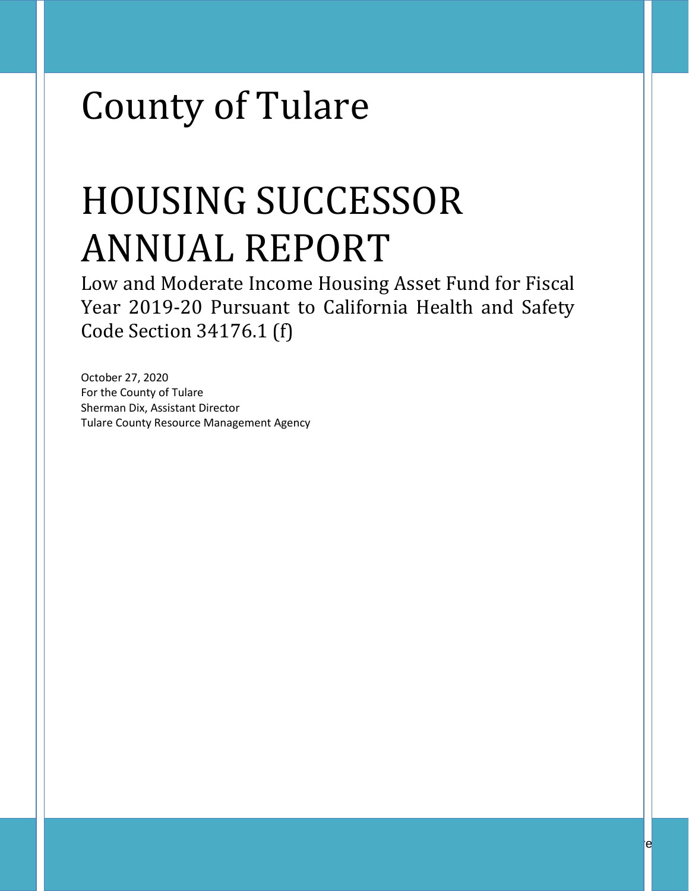# County of Tulare

# HOUSING SUCCESSOR ANNUAL REPORT

Low and Moderate Income Housing Asset Fund for Fiscal Year 2019-20 Pursuant to California Health and Safety Code Section 34176.1 (f)

October 27, 2020  
For the County of Tulare  
Sherman Dix, Assistant Director  
Tulare County Resource Management Agency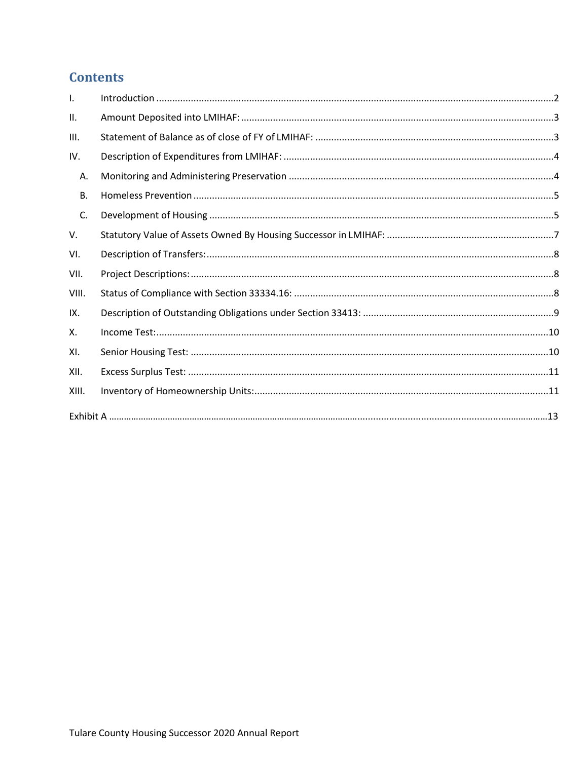## Contents

| | | |
|---|---|---|
| I. | Introduction | 2 |
| II. | Amount Deposited into LMIHAF: | 3 |
| III. | Statement of Balance as of close of FY of LMIHAF: | 3 |
| IV. | Description of Expenditures from LMIHAF: | 4 |
| A. | Monitoring and Administering Preservation | 4 |
| B. | Homeless Prevention | 5 |
| C. | Development of Housing | 5 |
| V. | Statutory Value of Assets Owned By Housing Successor in LMIHAF: | 7 |
| VI. | Description of Transfers: | 8 |
| VII. | Project Descriptions: | 8 |
| VIII. | Status of Compliance with Section 33334.16: | 8 |
| IX. | Description of Outstanding Obligations under Section 33413: | 9 |
| X. | Income Test: | 10 |
| XI. | Senior Housing Test: | 10 |
| XII. | Excess Surplus Test: | 11 |
| XIII. | Inventory of Homeownership Units: | 11 |
| Exhibit A | | 13 |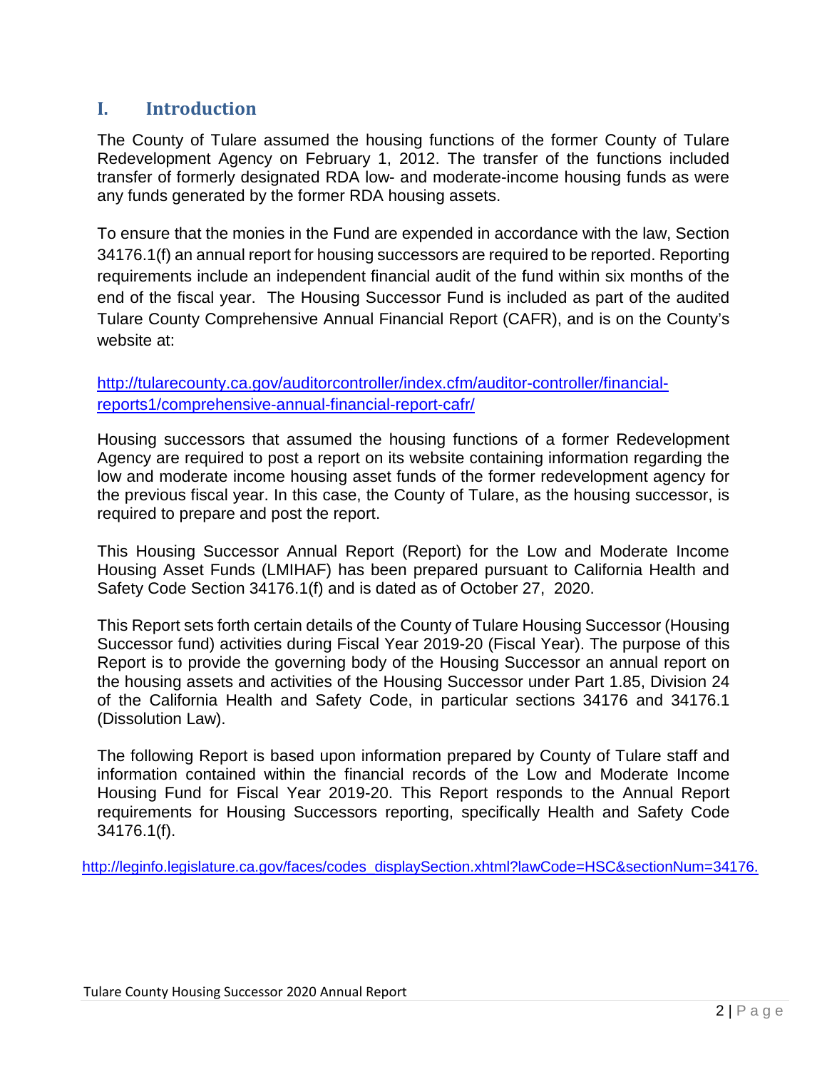## I. Introduction

The County of Tulare assumed the housing functions of the former County of Tulare Redevelopment Agency on February 1, 2012. The transfer of the functions included transfer of formerly designated RDA low- and moderate-income housing funds as were any funds generated by the former RDA housing assets.

To ensure that the monies in the Fund are expended in accordance with the law, Section 34176.1(f) an annual report for housing successors are required to be reported. Reporting requirements include an independent financial audit of the fund within six months of the end of the fiscal year. The Housing Successor Fund is included as part of the audited Tulare County Comprehensive Annual Financial Report (CAFR), and is on the County's website at:

http://tularecounty.ca.gov/auditorcontroller/index.cfm/auditor-controller/financial-reports1/comprehensive-annual-financial-report-cafr/

Housing successors that assumed the housing functions of a former Redevelopment Agency are required to post a report on its website containing information regarding the low and moderate income housing asset funds of the former redevelopment agency for the previous fiscal year. In this case, the County of Tulare, as the housing successor, is required to prepare and post the report.

This Housing Successor Annual Report (Report) for the Low and Moderate Income Housing Asset Funds (LMIHAF) has been prepared pursuant to California Health and Safety Code Section 34176.1(f) and is dated as of October 27, 2020.

This Report sets forth certain details of the County of Tulare Housing Successor (Housing Successor fund) activities during Fiscal Year 2019-20 (Fiscal Year). The purpose of this Report is to provide the governing body of the Housing Successor an annual report on the housing assets and activities of the Housing Successor under Part 1.85, Division 24 of the California Health and Safety Code, in particular sections 34176 and 34176.1 (Dissolution Law).

The following Report is based upon information prepared by County of Tulare staff and information contained within the financial records of the Low and Moderate Income Housing Fund for Fiscal Year 2019-20. This Report responds to the Annual Report requirements for Housing Successors reporting, specifically Health and Safety Code 34176.1(f).

http://leginfo.legislature.ca.gov/faces/codes_displaySection.xhtml?lawCode=HSC&sectionNum=34176.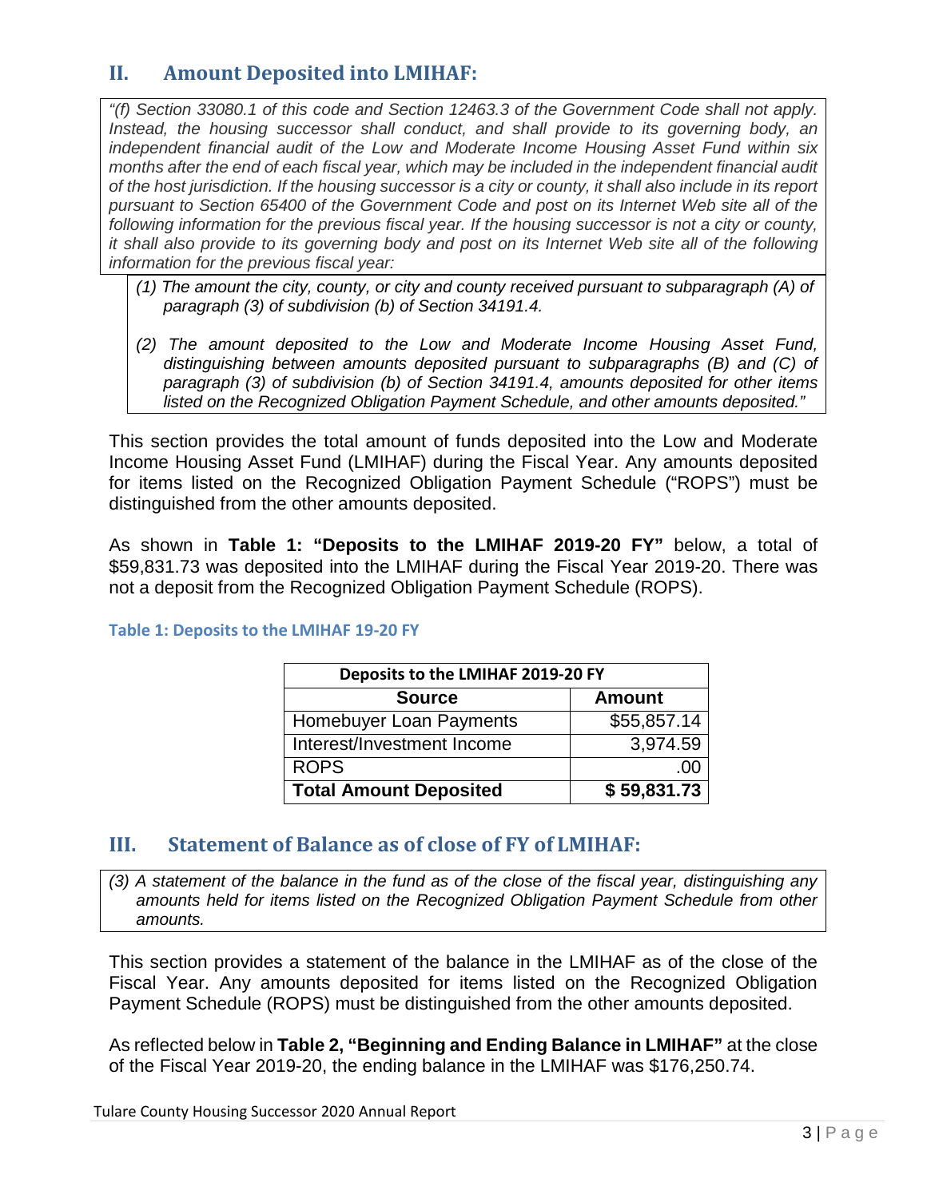## II. Amount Deposited into LMIHAF:

*"(f) Section 33080.1 of this code and Section 12463.3 of the Government Code shall not apply. Instead, the housing successor shall conduct, and shall provide to its governing body, an independent financial audit of the Low and Moderate Income Housing Asset Fund within six months after the end of each fiscal year, which may be included in the independent financial audit of the host jurisdiction. If the housing successor is a city or county, it shall also include in its report pursuant to Section 65400 of the Government Code and post on its Internet Web site all of the following information for the previous fiscal year. If the housing successor is not a city or county, it shall also provide to its governing body and post on its Internet Web site all of the following information for the previous fiscal year:*

*(1) The amount the city, county, or city and county received pursuant to subparagraph (A) of paragraph (3) of subdivision (b) of Section 34191.4.*

*(2) The amount deposited to the Low and Moderate Income Housing Asset Fund, distinguishing between amounts deposited pursuant to subparagraphs (B) and (C) of paragraph (3) of subdivision (b) of Section 34191.4, amounts deposited for other items listed on the Recognized Obligation Payment Schedule, and other amounts deposited."*

This section provides the total amount of funds deposited into the Low and Moderate Income Housing Asset Fund (LMIHAF) during the Fiscal Year. Any amounts deposited for items listed on the Recognized Obligation Payment Schedule ("ROPS") must be distinguished from the other amounts deposited.

As shown in **Table 1: "Deposits to the LMIHAF 2019-20 FY"** below, a total of $59,831.73 was deposited into the LMIHAF during the Fiscal Year 2019-20. There was not a deposit from the Recognized Obligation Payment Schedule (ROPS).

**Table 1: Deposits to the LMIHAF 19-20 FY**

| Deposits to the LMIHAF 2019-20 FY | |
|---|---|
| **Source** | **Amount** |
| Homebuyer Loan Payments | $55,857.14 |
| Interest/Investment Income | 3,974.59 |
| ROPS | .00 |
| **Total Amount Deposited** | **$ 59,831.73** |

## III. Statement of Balance as of close of FY of LMIHAF:

*(3) A statement of the balance in the fund as of the close of the fiscal year, distinguishing any amounts held for items listed on the Recognized Obligation Payment Schedule from other amounts.*

This section provides a statement of the balance in the LMIHAF as of the close of the Fiscal Year. Any amounts deposited for items listed on the Recognized Obligation Payment Schedule (ROPS) must be distinguished from the other amounts deposited.

As reflected below in **Table 2, "Beginning and Ending Balance in LMIHAF"** at the close of the Fiscal Year 2019-20, the ending balance in the LMIHAF was $176,250.74.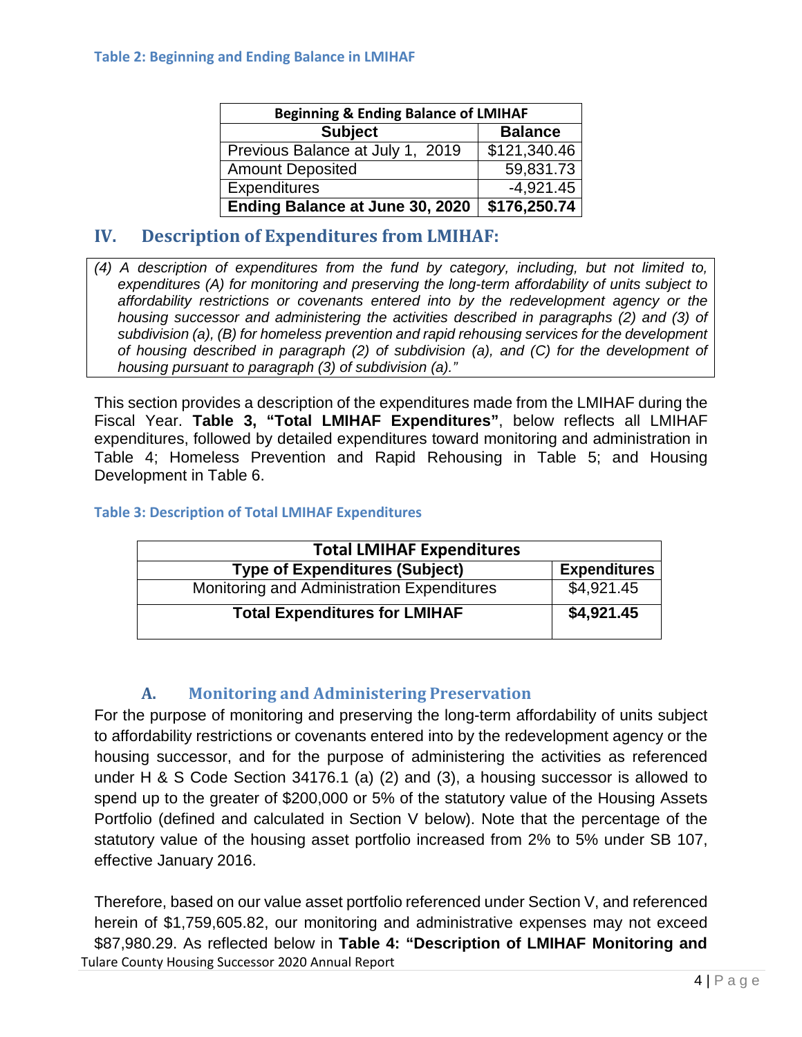**Table 2: Beginning and Ending Balance in LMIHAF**

| Beginning & Ending Balance of LMIHAF | |
|---|---|
| **Subject** | **Balance** |
| Previous Balance at July 1, 2019 | $121,340.46 |
| Amount Deposited | 59,831.73 |
| Expenditures | -4,921.45 |
| **Ending Balance at June 30, 2020** | **$176,250.74** |

## IV. Description of Expenditures from LMIHAF:

*(4) A description of expenditures from the fund by category, including, but not limited to, expenditures (A) for monitoring and preserving the long-term affordability of units subject to affordability restrictions or covenants entered into by the redevelopment agency or the housing successor and administering the activities described in paragraphs (2) and (3) of subdivision (a), (B) for homeless prevention and rapid rehousing services for the development of housing described in paragraph (2) of subdivision (a), and (C) for the development of housing pursuant to paragraph (3) of subdivision (a)."*

This section provides a description of the expenditures made from the LMIHAF during the Fiscal Year. **Table 3, "Total LMIHAF Expenditures"**, below reflects all LMIHAF expenditures, followed by detailed expenditures toward monitoring and administration in Table 4; Homeless Prevention and Rapid Rehousing in Table 5; and Housing Development in Table 6.

**Table 3: Description of Total LMIHAF Expenditures**

| Total LMIHAF Expenditures | |
|---|---|
| **Type of Expenditures (Subject)** | **Expenditures** |
| Monitoring and Administration Expenditures | $4,921.45 |
| **Total Expenditures for LMIHAF** | **$4,921.45** |

### A. Monitoring and Administering Preservation

For the purpose of monitoring and preserving the long-term affordability of units subject to affordability restrictions or covenants entered into by the redevelopment agency or the housing successor, and for the purpose of administering the activities as referenced under H & S Code Section 34176.1 (a) (2) and (3), a housing successor is allowed to spend up to the greater of $200,000 or 5% of the statutory value of the Housing Assets Portfolio (defined and calculated in Section V below). Note that the percentage of the statutory value of the housing asset portfolio increased from 2% to 5% under SB 107, effective January 2016.

Therefore, based on our value asset portfolio referenced under Section V, and referenced herein of $1,759,605.82, our monitoring and administrative expenses may not exceed $87,980.29. As reflected below in **Table 4: "Description of LMIHAF Monitoring and**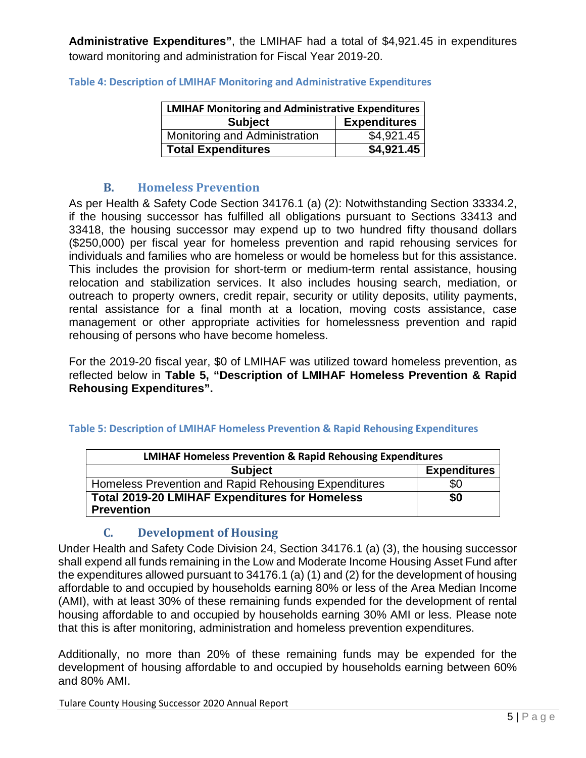**Administrative Expenditures"**, the LMIHAF had a total of $4,921.45 in expenditures toward monitoring and administration for Fiscal Year 2019-20.

**Table 4: Description of LMIHAF Monitoring and Administrative Expenditures**

| LMIHAF Monitoring and Administrative Expenditures | |
|---|---|
| **Subject** | **Expenditures** |
| Monitoring and Administration | $4,921.45 |
| **Total Expenditures** | **$4,921.45** |

### B. Homeless Prevention

As per Health & Safety Code Section 34176.1 (a) (2): Notwithstanding Section 33334.2, if the housing successor has fulfilled all obligations pursuant to Sections 33413 and 33418, the housing successor may expend up to two hundred fifty thousand dollars ($250,000) per fiscal year for homeless prevention and rapid rehousing services for individuals and families who are homeless or would be homeless but for this assistance. This includes the provision for short-term or medium-term rental assistance, housing relocation and stabilization services. It also includes housing search, mediation, or outreach to property owners, credit repair, security or utility deposits, utility payments, rental assistance for a final month at a location, moving costs assistance, case management or other appropriate activities for homelessness prevention and rapid rehousing of persons who have become homeless.

For the 2019-20 fiscal year, $0 of LMIHAF was utilized toward homeless prevention, as reflected below in **Table 5, "Description of LMIHAF Homeless Prevention & Rapid Rehousing Expenditures".**

**Table 5: Description of LMIHAF Homeless Prevention & Rapid Rehousing Expenditures**

| LMIHAF Homeless Prevention & Rapid Rehousing Expenditures | |
|---|---|
| **Subject** | **Expenditures** |
| Homeless Prevention and Rapid Rehousing Expenditures | $0 |
| **Total 2019-20 LMIHAF Expenditures for Homeless Prevention** | **$0** |

### C. Development of Housing

Under Health and Safety Code Division 24, Section 34176.1 (a) (3), the housing successor shall expend all funds remaining in the Low and Moderate Income Housing Asset Fund after the expenditures allowed pursuant to 34176.1 (a) (1) and (2) for the development of housing affordable to and occupied by households earning 80% or less of the Area Median Income (AMI), with at least 30% of these remaining funds expended for the development of rental housing affordable to and occupied by households earning 30% AMI or less. Please note that this is after monitoring, administration and homeless prevention expenditures.

Additionally, no more than 20% of these remaining funds may be expended for the development of housing affordable to and occupied by households earning between 60% and 80% AMI.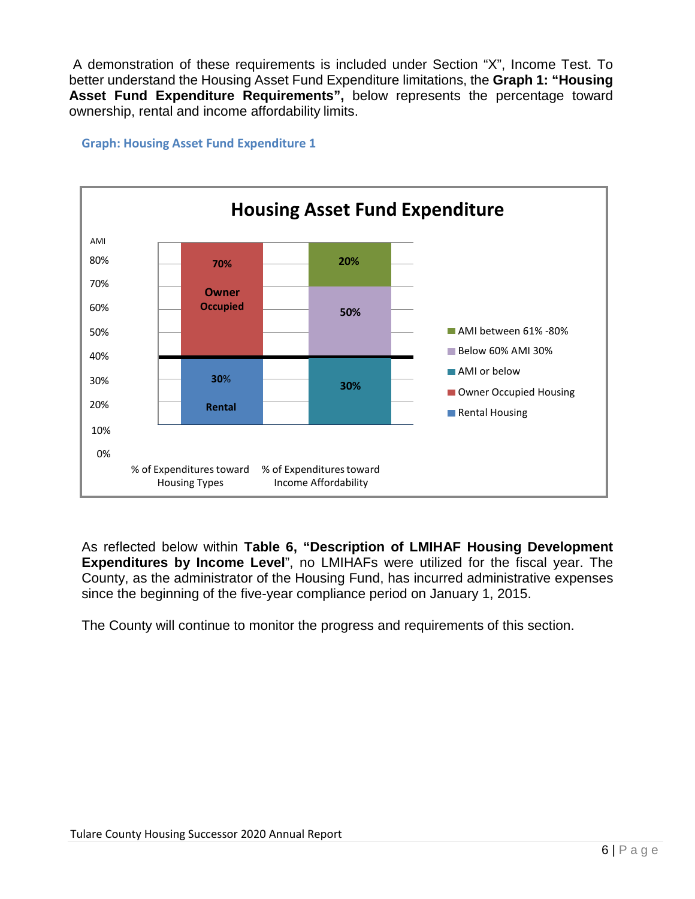A demonstration of these requirements is included under Section "X", Income Test. To better understand the Housing Asset Fund Expenditure limitations, the **Graph 1: "Housing Asset Fund Expenditure Requirements",** below represents the percentage toward ownership, rental and income affordability limits.

**Graph: Housing Asset Fund Expenditure 1**

**Housing Asset Fund Expenditure**

AMI

80%
70%
60%
50%
40%
30%
20%
10%
0%

**70%**
**Owner Occupied**

**30%**
**Rental**

**20%**

**50%**

**30%**

% of Expenditures toward Housing Types

% of Expenditures toward Income Affordability

- AMI between 61% -80%
- Below 60% AMI 30%
- AMI or below
- Owner Occupied Housing
- Rental Housing

As reflected below within **Table 6, "Description of LMIHAF Housing Development Expenditures by Income Level**", no LMIHAFs were utilized for the fiscal year. The County, as the administrator of the Housing Fund, has incurred administrative expenses since the beginning of the five-year compliance period on January 1, 2015.

The County will continue to monitor the progress and requirements of this section.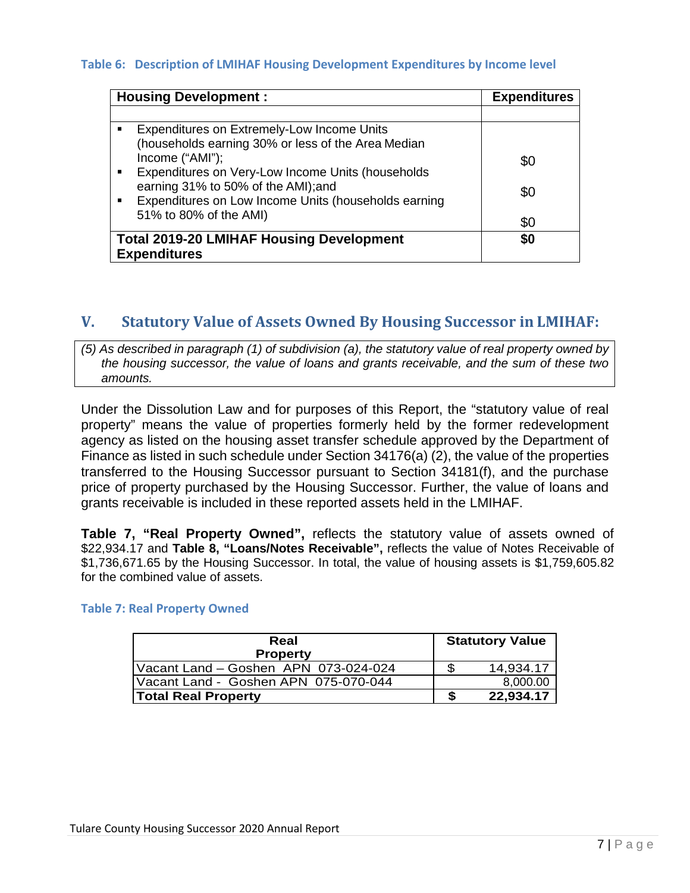**Table 6: Description of LMIHAF Housing Development Expenditures by Income level**

| Housing Development : | Expenditures |
|---|---|
| | |
| ▪ Expenditures on Extremely-Low Income Units (households earning 30% or less of the Area Median Income ("AMI"); | $0 |
| ▪ Expenditures on Very-Low Income Units (households earning 31% to 50% of the AMI);and | $0 |
| ▪ Expenditures on Low Income Units (households earning 51% to 80% of the AMI) | $0 |
| **Total 2019-20 LMIHAF Housing Development Expenditures** | **$0** |

## V. Statutory Value of Assets Owned By Housing Successor in LMIHAF:

*(5) As described in paragraph (1) of subdivision (a), the statutory value of real property owned by the housing successor, the value of loans and grants receivable, and the sum of these two amounts.*

Under the Dissolution Law and for purposes of this Report, the "statutory value of real property" means the value of properties formerly held by the former redevelopment agency as listed on the housing asset transfer schedule approved by the Department of Finance as listed in such schedule under Section 34176(a) (2), the value of the properties transferred to the Housing Successor pursuant to Section 34181(f), and the purchase price of property purchased by the Housing Successor. Further, the value of loans and grants receivable is included in these reported assets held in the LMIHAF.

**Table 7, "Real Property Owned",** reflects the statutory value of assets owned of $22,934.17 and **Table 8, "Loans/Notes Receivable",** reflects the value of Notes Receivable of $1,736,671.65 by the Housing Successor. In total, the value of housing assets is $1,759,605.82 for the combined value of assets.

**Table 7: Real Property Owned**

| Real Property | Statutory Value |
|---|---|
| Vacant Land – Goshen APN 073-024-024 | $ 14,934.17 |
| Vacant Land - Goshen APN 075-070-044 | 8,000.00 |
| **Total Real Property** | **$ 22,934.17** |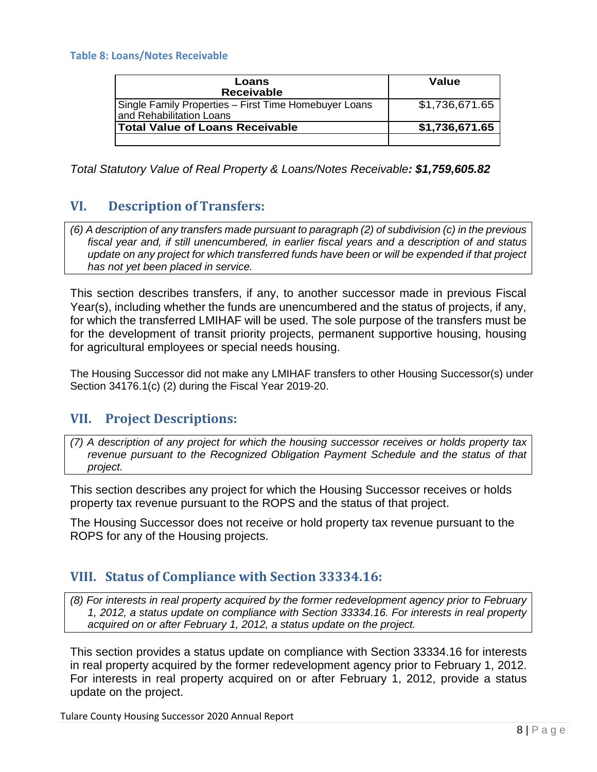#### Table 8: Loans/Notes Receivable

| Loans Receivable | Value |
|---|---|
| Single Family Properties – First Time Homebuyer Loans and Rehabilitation Loans | $1,736,671.65 |
| **Total Value of Loans Receivable** | **$1,736,671.65** |
| | |

*Total Statutory Value of Real Property & Loans/Notes Receivable**: $1,759,605.82***

## VI. Description of Transfers:

*(6) A description of any transfers made pursuant to paragraph (2) of subdivision (c) in the previous fiscal year and, if still unencumbered, in earlier fiscal years and a description of and status update on any project for which transferred funds have been or will be expended if that project has not yet been placed in service.*

This section describes transfers, if any, to another successor made in previous Fiscal Year(s), including whether the funds are unencumbered and the status of projects, if any, for which the transferred LMIHAF will be used. The sole purpose of the transfers must be for the development of transit priority projects, permanent supportive housing, housing for agricultural employees or special needs housing.

The Housing Successor did not make any LMIHAF transfers to other Housing Successor(s) under Section 34176.1(c) (2) during the Fiscal Year 2019-20.

## VII. Project Descriptions:

*(7) A description of any project for which the housing successor receives or holds property tax revenue pursuant to the Recognized Obligation Payment Schedule and the status of that project.*

This section describes any project for which the Housing Successor receives or holds property tax revenue pursuant to the ROPS and the status of that project.

The Housing Successor does not receive or hold property tax revenue pursuant to the ROPS for any of the Housing projects.

## VIII. Status of Compliance with Section 33334.16:

*(8) For interests in real property acquired by the former redevelopment agency prior to February 1, 2012, a status update on compliance with Section 33334.16. For interests in real property acquired on or after February 1, 2012, a status update on the project.*

This section provides a status update on compliance with Section 33334.16 for interests in real property acquired by the former redevelopment agency prior to February 1, 2012. For interests in real property acquired on or after February 1, 2012, provide a status update on the project.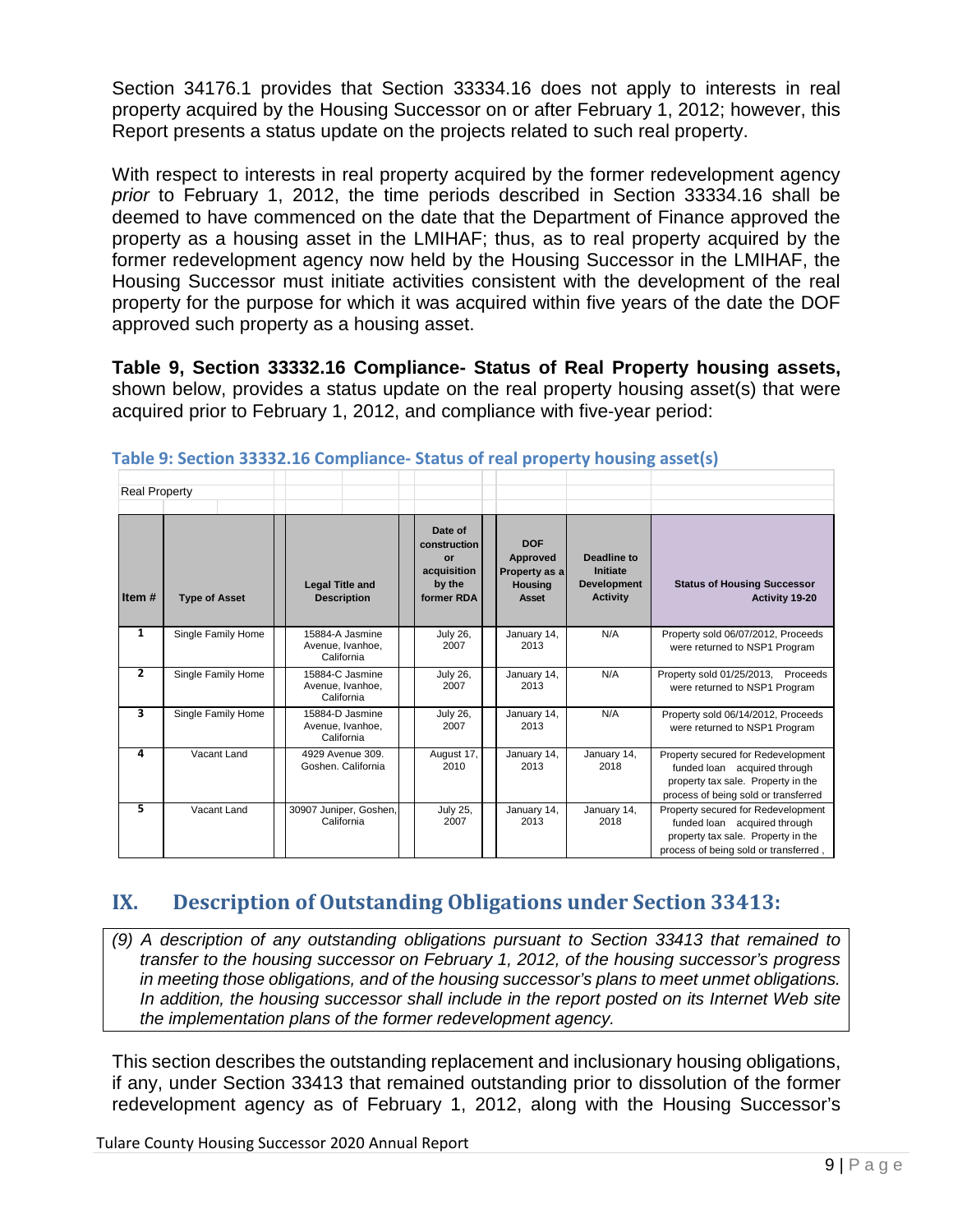Section 34176.1 provides that Section 33334.16 does not apply to interests in real property acquired by the Housing Successor on or after February 1, 2012; however, this Report presents a status update on the projects related to such real property.

With respect to interests in real property acquired by the former redevelopment agency *prior* to February 1, 2012, the time periods described in Section 33334.16 shall be deemed to have commenced on the date that the Department of Finance approved the property as a housing asset in the LMIHAF; thus, as to real property acquired by the former redevelopment agency now held by the Housing Successor in the LMIHAF, the Housing Successor must initiate activities consistent with the development of the real property for the purpose for which it was acquired within five years of the date the DOF approved such property as a housing asset.

**Table 9, Section 33332.16 Compliance- Status of Real Property housing assets,** shown below, provides a status update on the real property housing asset(s) that were acquired prior to February 1, 2012, and compliance with five-year period:

**Table 9: Section 33332.16 Compliance- Status of real property housing asset(s)**

Real Property

| Item # | Type of Asset | Legal Title and Description | Date of construction or acquisition by the former RDA | DOF Approved Property as a Housing Asset | Deadline to Initiate Development Activity | Status of Housing Successor Activity 19-20 |
|---|---|---|---|---|---|---|
| 1 | Single Family Home | 15884-A Jasmine Avenue, Ivanhoe, California | July 26, 2007 | January 14, 2013 | N/A | Property sold 06/07/2012, Proceeds were returned to NSP1 Program |
| 2 | Single Family Home | 15884-C Jasmine Avenue, Ivanhoe, California | July 26, 2007 | January 14, 2013 | N/A | Property sold 01/25/2013, Proceeds were returned to NSP1 Program |
| 3 | Single Family Home | 15884-D Jasmine Avenue, Ivanhoe, California | July 26, 2007 | January 14, 2013 | N/A | Property sold 06/14/2012, Proceeds were returned to NSP1 Program |
| 4 | Vacant Land | 4929 Avenue 309. Goshen. California | August 17, 2010 | January 14, 2013 | January 14, 2018 | Property secured for Redevelopment funded loan acquired through property tax sale. Property in the process of being sold or transferred |
| 5 | Vacant Land | 30907 Juniper, Goshen, California | July 25, 2007 | January 14, 2013 | January 14, 2018 | Property secured for Redevelopment funded loan acquired through property tax sale. Property in the process of being sold or transferred , |

## IX. Description of Outstanding Obligations under Section 33413:

*(9) A description of any outstanding obligations pursuant to Section 33413 that remained to transfer to the housing successor on February 1, 2012, of the housing successor's progress in meeting those obligations, and of the housing successor's plans to meet unmet obligations. In addition, the housing successor shall include in the report posted on its Internet Web site the implementation plans of the former redevelopment agency.*

This section describes the outstanding replacement and inclusionary housing obligations, if any, under Section 33413 that remained outstanding prior to dissolution of the former redevelopment agency as of February 1, 2012, along with the Housing Successor's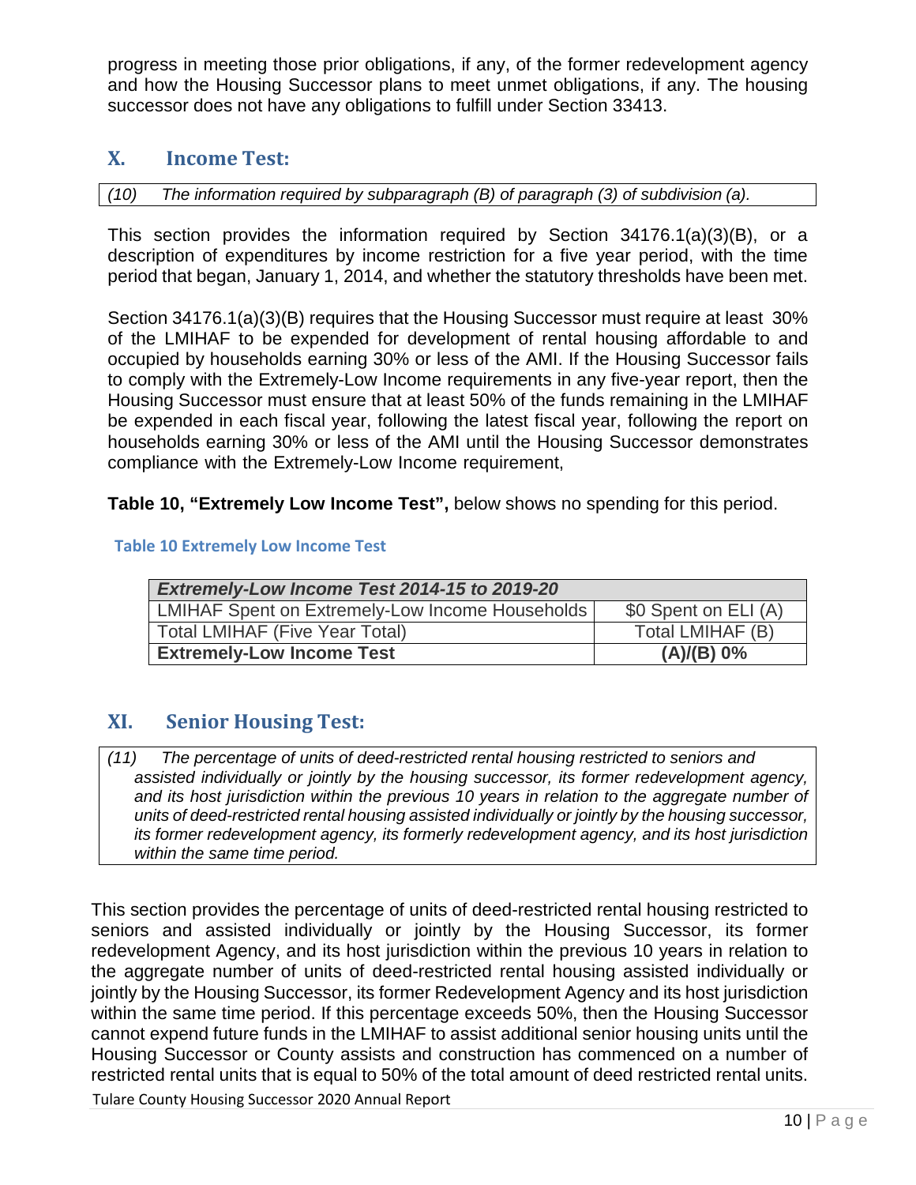progress in meeting those prior obligations, if any, of the former redevelopment agency and how the Housing Successor plans to meet unmet obligations, if any. The housing successor does not have any obligations to fulfill under Section 33413.

## X. Income Test:

*(10) The information required by subparagraph (B) of paragraph (3) of subdivision (a).*

This section provides the information required by Section 34176.1(a)(3)(B), or a description of expenditures by income restriction for a five year period, with the time period that began, January 1, 2014, and whether the statutory thresholds have been met.

Section 34176.1(a)(3)(B) requires that the Housing Successor must require at least 30% of the LMIHAF to be expended for development of rental housing affordable to and occupied by households earning 30% or less of the AMI. If the Housing Successor fails to comply with the Extremely-Low Income requirements in any five-year report, then the Housing Successor must ensure that at least 50% of the funds remaining in the LMIHAF be expended in each fiscal year, following the latest fiscal year, following the report on households earning 30% or less of the AMI until the Housing Successor demonstrates compliance with the Extremely-Low Income requirement,

**Table 10, "Extremely Low Income Test",** below shows no spending for this period.

**Table 10 Extremely Low Income Test**

| ***Extremely-Low Income Test 2014-15 to 2019-20*** | |
|---|---|
| LMIHAF Spent on Extremely-Low Income Households | $0 Spent on ELI (A) |
| Total LMIHAF (Five Year Total) | Total LMIHAF (B) |
| **Extremely-Low Income Test** | **(A)/(B) 0%** |

## XI. Senior Housing Test:

*(11) The percentage of units of deed-restricted rental housing restricted to seniors and assisted individually or jointly by the housing successor, its former redevelopment agency, and its host jurisdiction within the previous 10 years in relation to the aggregate number of units of deed-restricted rental housing assisted individually or jointly by the housing successor, its former redevelopment agency, its formerly redevelopment agency, and its host jurisdiction within the same time period.*

This section provides the percentage of units of deed-restricted rental housing restricted to seniors and assisted individually or jointly by the Housing Successor, its former redevelopment Agency, and its host jurisdiction within the previous 10 years in relation to the aggregate number of units of deed-restricted rental housing assisted individually or jointly by the Housing Successor, its former Redevelopment Agency and its host jurisdiction within the same time period. If this percentage exceeds 50%, then the Housing Successor cannot expend future funds in the LMIHAF to assist additional senior housing units until the Housing Successor or County assists and construction has commenced on a number of restricted rental units that is equal to 50% of the total amount of deed restricted rental units.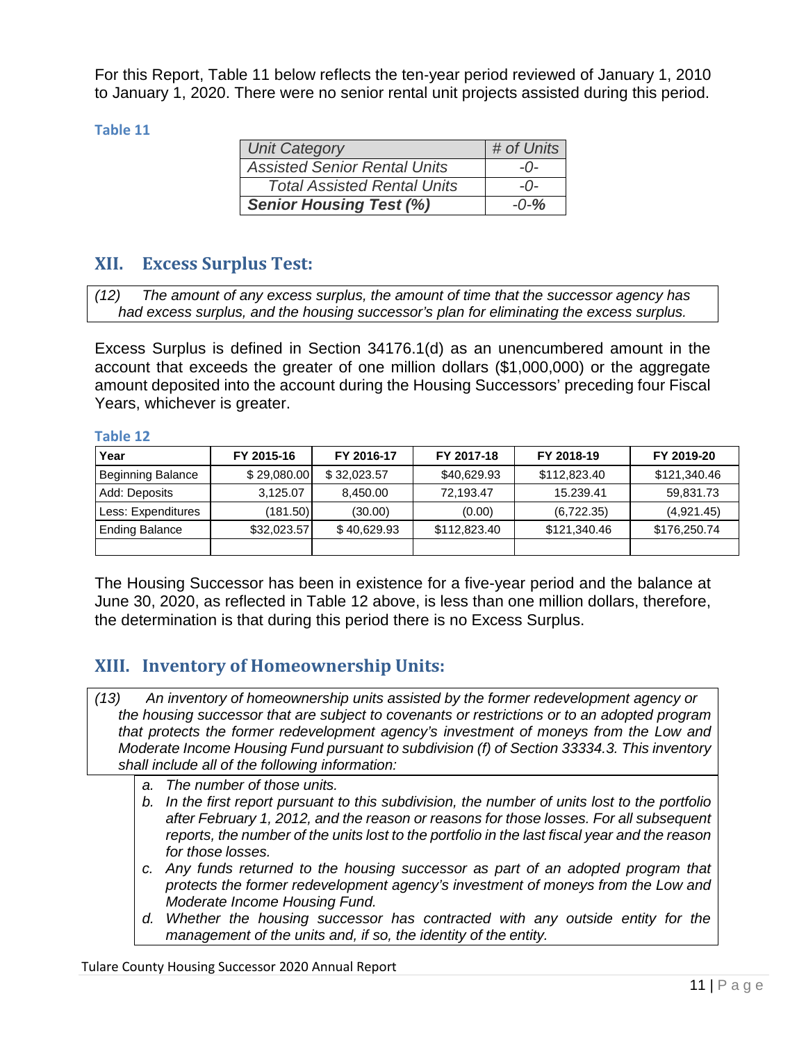For this Report, Table 11 below reflects the ten-year period reviewed of January 1, 2010 to January 1, 2020. There were no senior rental unit projects assisted during this period.

**Table 11**

| *Unit Category* | *# of Units* |
|---|---|
| *Assisted Senior Rental Units* | *-0-* |
| *Total Assisted Rental Units* | *-0-* |
| ***Senior Housing Test (%)*** | ***-0-%*** |

## XII. Excess Surplus Test:

*(12) The amount of any excess surplus, the amount of time that the successor agency has had excess surplus, and the housing successor's plan for eliminating the excess surplus.*

Excess Surplus is defined in Section 34176.1(d) as an unencumbered amount in the account that exceeds the greater of one million dollars ($1,000,000) or the aggregate amount deposited into the account during the Housing Successors' preceding four Fiscal Years, whichever is greater.

**Table 12**

| Year | FY 2015-16 | FY 2016-17 | FY 2017-18 | FY 2018-19 | FY 2019-20 |
|---|---|---|---|---|---|
| Beginning Balance | $ 29,080.00 | $ 32,023.57 | $40,629.93 | $112,823.40 | $121,340.46 |
| Add: Deposits | 3,125.07 | 8,450.00 | 72,193.47 | 15.239.41 | 59,831.73 |
| Less: Expenditures | (181.50) | (30.00) | (0.00) | (6,722.35) | (4,921.45) |
| Ending Balance | $32,023.57 | $ 40,629.93 | $112,823.40 | $121,340.46 | $176,250.74 |
| | | | | | |

The Housing Successor has been in existence for a five-year period and the balance at June 30, 2020, as reflected in Table 12 above, is less than one million dollars, therefore, the determination is that during this period there is no Excess Surplus.

## XIII. Inventory of Homeownership Units:

*(13) An inventory of homeownership units assisted by the former redevelopment agency or the housing successor that are subject to covenants or restrictions or to an adopted program that protects the former redevelopment agency's investment of moneys from the Low and Moderate Income Housing Fund pursuant to subdivision (f) of Section 33334.3. This inventory shall include all of the following information:*

*a. The number of those units.*
*b. In the first report pursuant to this subdivision, the number of units lost to the portfolio after February 1, 2012, and the reason or reasons for those losses. For all subsequent reports, the number of the units lost to the portfolio in the last fiscal year and the reason for those losses.*
*c. Any funds returned to the housing successor as part of an adopted program that protects the former redevelopment agency's investment of moneys from the Low and Moderate Income Housing Fund.*
*d. Whether the housing successor has contracted with any outside entity for the management of the units and, if so, the identity of the entity.*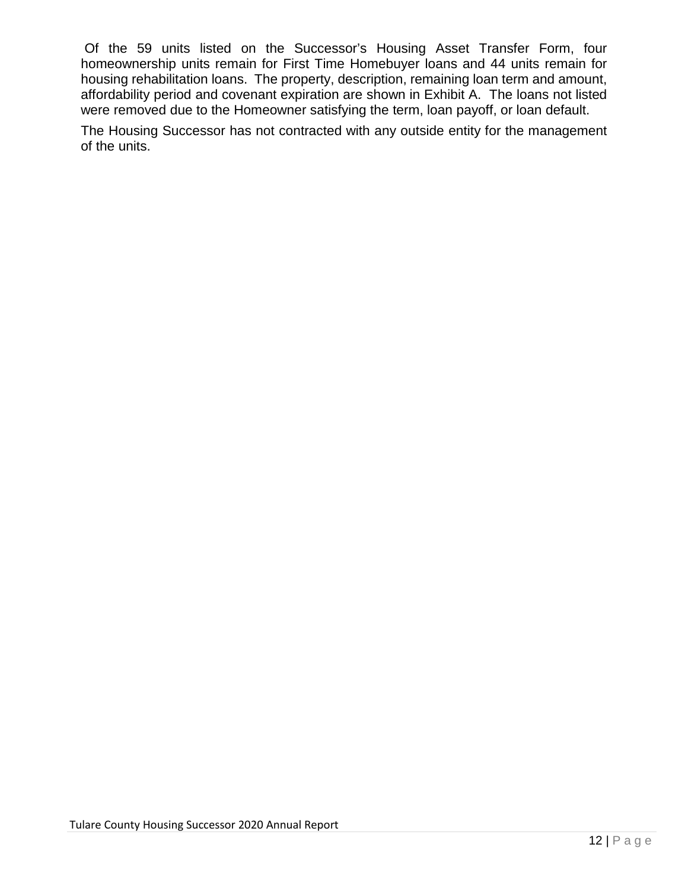Of the 59 units listed on the Successor's Housing Asset Transfer Form, four homeownership units remain for First Time Homebuyer loans and 44 units remain for housing rehabilitation loans. The property, description, remaining loan term and amount, affordability period and covenant expiration are shown in Exhibit A. The loans not listed were removed due to the Homeowner satisfying the term, loan payoff, or loan default.

The Housing Successor has not contracted with any outside entity for the management of the units.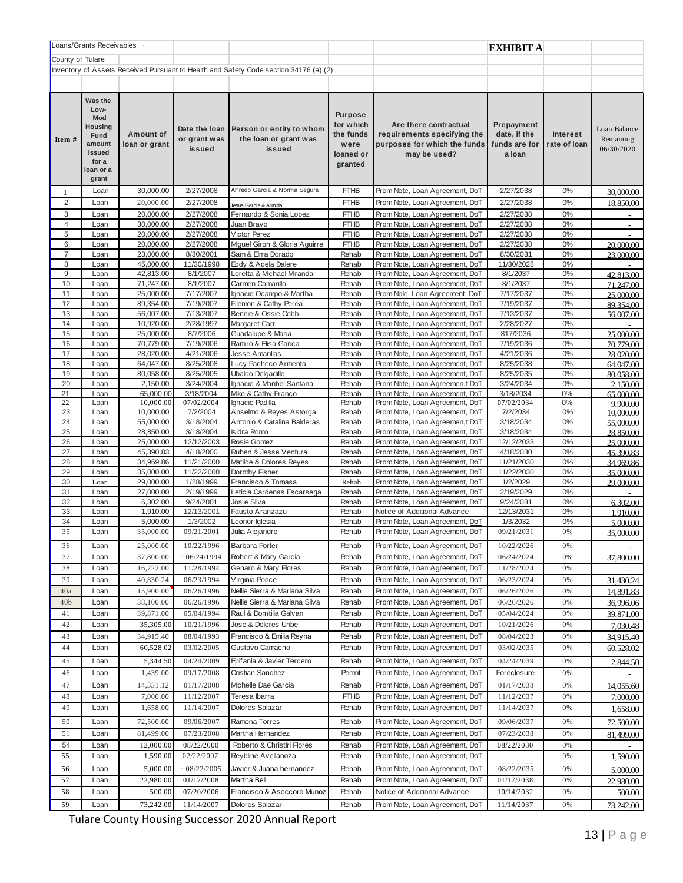Loans/Grants Receivables

County of Tulare

Inventory of Assets Received Pursuant to Health and Safety Code section 34176 (a) (2)

**EXHIBIT A**

| Item # | Was the Low-Mod Housing Fund amount issued for a loan or a grant | Amount of loan or grant | Date the loan or grant was issued | Person or entity to whom the loan or grant was issued | Purpose for which the funds were loaned or granted | Are there contractual requirements specifying the purposes for which the funds may be used? | Prepayment date, if the funds are for a loan | Interest rate of loan | Loan Balance Remaining 06/30/2020 |
|---|---|---|---|---|---|---|---|---|---|
| 1 | Loan | 30,000.00 | 2/27/2008 | Alfredo Garcia & Norma Segura | FTHB | Prom Note, Loan Agreement, DoT | 2/27/2038 | 0% | 30,000.00 |
| 2 | Loan | 20,000.00 | 2/27/2008 | Jesus Garcia & Armida | FTHB | Prom Note, Loan Agreement, DoT | 2/27/2038 | 0% | 18,850.00 |
| 3 | Loan | 20,000.00 | 2/27/2008 | Fernando & Sonia Lopez | FTHB | Prom Note, Loan Agreement, DoT | 2/27/2038 | 0% | - |
| 4 | Loan | 30,000.00 | 2/27/2008 | Juan Bravo | FTHB | Prom Note, Loan Agreement, DoT | 2/27/2038 | 0% | - |
| 5 | Loan | 20,000.00 | 2/27/2008 | Victor Perez | FTHB | Prom Note, Loan Agreement, DoT | 2/27/2038 | 0% | - |
| 6 | Loan | 20,000.00 | 2/27/2008 | Miguel Giron & Gloria Aguirre | FTHB | Prom Note, Loan Agreement, DoT | 2/27/2038 | 0% | 20,000.00 |
| 7 | Loan | 23,000.00 | 8/30/2001 | Sam & Elma Dorado | Rehab | Prom Note, Loan Agreement, DoT | 8/30/2031 | 0% | 23,000.00 |
| 8 | Loan | 45,000.00 | 11/30/1998 | Eddy & Adela Dalere | Rehab | Prom Note, Loan Agreement, DoT | 11/30/2028 | 0% | - |
| 9 | Loan | 42,813.00 | 8/1/2007 | Loretta & Michael Miranda | Rehab | Prom Note, Loan Agreement, DoT | 8/1/2037 | 0% | 42,813.00 |
| 10 | Loan | 71,247.00 | 8/1/2007 | Carmen Camarillo | Rehab | Prom Note, Loan Agreement, DoT | 8/1/2037 | 0% | 71,247.00 |
| 11 | Loan | 25,000.00 | 7/17/2007 | Ignacio Ocampo & Martha | Rehab | Prom Note, Loan Agreement, DoT | 7/17/2037 | 0% | 25,000.00 |
| 12 | Loan | 89,354.00 | 7/19/2007 | Filemon & Cathy Perea | Rehab | Prom Note, Loan Agreement, DoT | 7/19/2037 | 0% | 89,354.00 |
| 13 | Loan | 56,007.00 | 7/13/2007 | Bennie & Ossie Cobb | Rehab | Prom Note, Loan Agreement, DoT | 7/13/2037 | 0% | 56,007.00 |
| 14 | Loan | 10,920.00 | 2/28/1997 | Margaret Carr | Rehab | Prom Note, Loan Agreement, DoT | 2/28/2027 | 0% | - |
| 15 | Loan | 25,000.00 | 8/7/2006 | Guadalupe & Maria | Rehab | Prom Note, Loan Agreement, DoT | 817/2036 | 0% | 25,000.00 |
| 16 | Loan | 70,779.00 | 7/19/2006 | Ramiro & Elisa Garica | Rehab | Prom Note, Loan Agreement, DoT | 7/19/2036 | 0% | 70,779.00 |
| 17 | Loan | 28,020.00 | 4/21/2006 | Jesse Amarillas | Rehab | Prom Note, Loan Agreement, DoT | 4/21/2036 | 0% | 28,020.00 |
| 18 | Loan | 64,047.00 | 8/25/2008 | Lucy Pacheco Armenta | Rehab | Prom Note, Loan Agreement, DoT | 8/25/2038 | 0% | 64,047.00 |
| 19 | Loan | 80,058.00 | 8/25/2005 | Ubaldo Delgadillo | Rehab | Prom Note, Loan Agreement, DoT | 8/25/2035 | 0% | 80,058.00 |
| 20 | Loan | 2,150.00 | 3/24/2004 | Ignacio & Maribel Santana | Rehab | Prom Note, Loan Agreemen,t DoT | 3/24/2034 | 0% | 2,150.00 |
| 21 | Loan | 65,000.00 | 3/18/2004 | Mike & Cathy Franco | Rehab | Prom Note, Loan Agreement, DoT | 3/18/2034 | 0% | 65,000.00 |
| 22 | Loan | 10,000.00 | 07/02/2004 | Ignacio Padilla | Rehab | Prom Note, Loan Agreement, DoT | 07/02/2034 | 0% | 9,900.00 |
| 23 | Loan | 10,000.00 | 7/2/2004 | Anselmo & Reyes Astorga | Rehab | Prom Note, Loan Agreement, DoT | 7/2/2034 | 0% | 10,000.00 |
| 24 | Loan | 55,000.00 | 3/18/2004 | Antonio & Catalina Balderas | Rehab | Prom Note, Loan Agreemen,t DoT | 3/18/2034 | 0% | 55,000.00 |
| 25 | Loan | 28,850.00 | 3/18/2004 | Isidra Romo | Rehab | Prom Note, Loan Agreement, DoT | 3/18/2034 | 0% | 28,850.00 |
| 26 | Loan | 25,000.00 | 12/12/2003 | Rosie Gomez | Rehab | Prom Note, Loan Agreement, DoT | 12/12/2033 | 0% | 25,000.00 |
| 27 | Loan | 45,390.83 | 4/18/2000 | Ruben & Jesse Ventura | Rehab | Prom Note, Loan Agreement, DoT | 4/18/2030 | 0% | 45,390.83 |
| 28 | Loan | 34,969.86 | 11/21/2000 | Matilde & Dolores Reyes | Rehab | Prom Note, Loan Agreement, DoT | 11/21/2030 | 0% | 34,969.86 |
| 29 | Loan | 35,000.00 | 11/22/2000 | Dorothy Fisher | Rehab | Prom Note, Loan Agreement, DoT | 11/22/2030 | 0% | 35,000.00 |
| 30 | Loan | 29,000.00 | 1/28/1999 | Francisco & Tomasa | Rehab | Prom Note, Loan Agreement, DoT | 1/2/2029 | 0% | 29,000.00 |
| 31 | Loan | 27,000.00 | 2/19/1999 | Leticia Cardenas Escarsega | Rehab | Prom Note, Loan Agreement, DoT | 2/19/2029 | 0% | - |
| 32 | Loan | 6,302.00 | 9/24/2001 | Jos e Silva | Rehab | Prom Note, Loan Agreement, DoT | 9/24/2031 | 0% | 6,302.00 |
| 33 | Loan | 1,910.00 | 12/13/2001 | Fausto Aranzazu | Rehab | Notice of Additional Advance | 12/13/2031 | 0% | 1,910.00 |
| 34 | Loan | 5,000.00 | 1/3/2002 | Leonor Iglesia | Rehab | Prom Note, Loan Agreement, DoT | 1/3/2032 | 0% | 5,000.00 |
| 35 | Loan | 35,000.00 | 09/21/2001 | Julia Alejandro | Rehab | Prom Note, Loan Agreement, DoT | 09/21/2031 | 0% | 35,000.00 |
| 36 | Loan | 25,000.00 | 10/22/1996 | Barbara Porter | Rehab | Prom Note, Loan Agreement, DoT | 10/22/2026 | 0% | - |
| 37 | Loan | 37,800.00 | 06/24/1994 | Robert & Mary Garcia | Rehab | Prom Note, Loan Agreement, DoT | 06/24/2024 | 0% | 37,800.00 |
| 38 | Loan | 16,722.00 | 11/28/1994 | Genaro & Mary Flores | Rehab | Prom Note, Loan Agreement, DoT | 11/28/2024 | 0% | - |
| 39 | Loan | 40,830.24 | 06/23/1994 | Virginia Ponce | Rehab | Prom Note, Loan Agreement, DoT | 06/23/2024 | 0% | 31,430.24 |
| 40a | Loan | 15,900.00 | 06/26/1996 | Nellie Sierra & Mariana Silva | Rehab | Prom Note, Loan Agreement, DoT | 06/26/2026 | 0% | 14,891.83 |
| 40b | Loan | 38,100.00 | 06/26/1996 | Nellie Sierra & Mariana Silva | Rehab | Prom Note, Loan Agreement, DoT | 06/26/2026 | 0% | 36,996.06 |
| 41 | Loan | 39,871.00 | 05/04/1994 | Raul & Domitilia Galvan | Rehab | Prom Note, Loan Agreement, DoT | 05/04/2024 | 0% | 39,871.00 |
| 42 | Loan | 35,305.00 | 10/21/1996 | Jose & Dolores Uribe | Rehab | Prom Note, Loan Agreement, DoT | 10/21/2026 | 0% | 7,030.48 |
| 43 | Loan | 34,915.40 | 08/04/1993 | Francisco & Emilia Reyna | Rehab | Prom Note, Loan Agreement, DoT | 08/04/2023 | 0% | 34,915.40 |
| 44 | Loan | 60,528.02 | 03/02/2005 | Gustavo Camacho | Rehab | Prom Note, Loan Agreement, DoT | 03/02/2035 | 0% | 60,528.02 |
| 45 | Loan | 5,344.50 | 04/24/2009 | Epifania & Javier Tercero | Rehab | Prom Note, Loan Agreement, DoT | 04/24/2039 | 0% | 2,844.50 |
| 46 | Loan | 1,439.00 | 09/17/2008 | Cristian Sanchez | Permit | Prom Note, Loan Agreement, DoT | Foreclosure | 0% | - |
| 47 | Loan | 14,331.12 | 01/17/2008 | Michelle Dae Garcia | Rehab | Prom Note, Loan Agreement, DoT | 01/17/2038 | 0% | 14,055.60 |
| 48 | Loan | 7,000.00 | 11/12/2007 | Teresa Ibarra | FTHB | Prom Note, Loan Agreement, DoT | 11/12/2037 | 0% | 7,000.00 |
| 49 | Loan | 1,658.00 | 11/14/2007 | Dolores Salazar | Rehab | Prom Note, Loan Agreement, DoT | 11/14/2037 | 0% | 1,658.00 |
| 50 | Loan | 72,500.00 | 09/06/2007 | Ramona Torres | Rehab | Prom Note, Loan Agreement, DoT | 09/06/2037 | 0% | 72,500.00 |
| 51 | Loan | 81,499.00 | 07/23/2008 | Martha Hernandez | Rehab | Prom Note, Loan Agreement, DoT | 07/23/2038 | 0% | 81,499.00 |
| 54 | Loan | 12,000.00 | 08/22/2000 | Roberto & Christlri Flores | Rehab | Prom Note, Loan Agreement, DoT | 08/22/2030 | 0% | - |
| 55 | Loan | 1,590.00 | 02/22/2007 | Reybline Avellanoza | Rehab | Prom Note, Loan Agreement, DoT | | 0% | 1,590.00 |
| 56 | Loan | 5,000.00 | 08/22/2005 | Javier & Juana hernandez | Rehab | Prom Note, Loan Agreement, DoT | 08/22/2035 | 0% | 5,000.00 |
| 57 | Loan | 22,980.00 | 01/17/2008 | Martha Bell | Rehab | Prom Note, Loan Agreement, DoT | 01/17/2038 | 0% | 22,980.00 |
| 58 | Loan | 500.00 | 07/20/2006 | Francisco & Asoccoro Munoz | Rehab | Notice of Additional Advance | 10/14/2032 | 0% | 500.00 |
| 59 | Loan | 73,242.00 | 11/14/2007 | Dolores Salazar | Rehab | Prom Note, Loan Agreement, DoT | 11/14/2037 | 0% | 73,242.00 |

Tulare County Housing Successor 2020 Annual Report